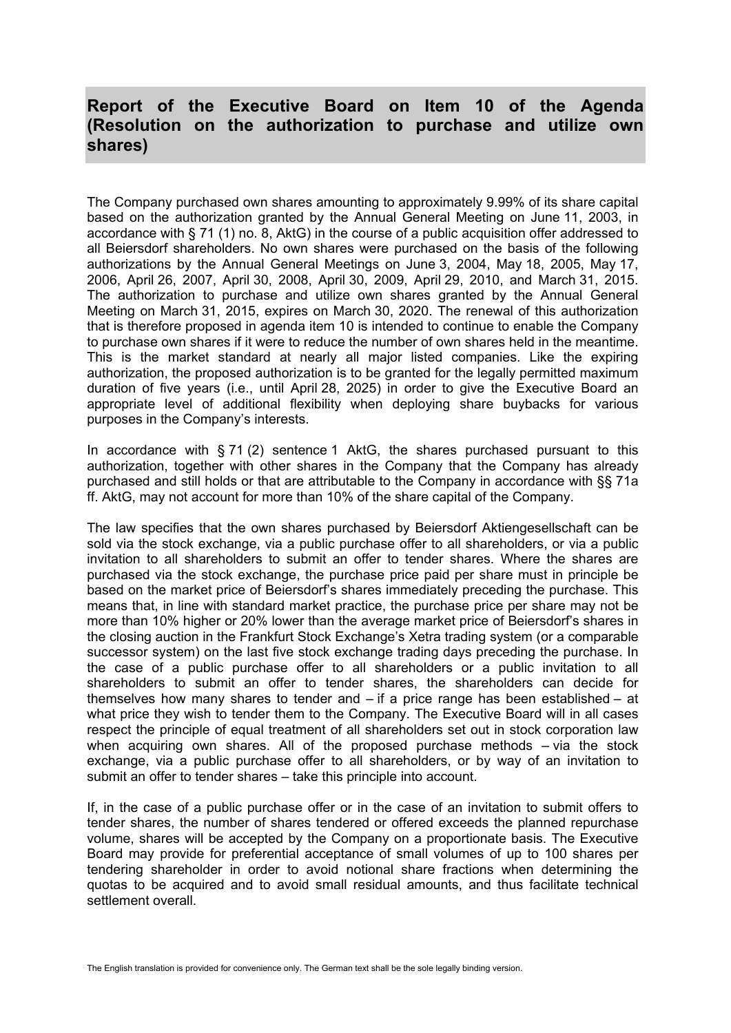# Report of the Executive Board on Item 10 of the Agenda (Resolution on the authorization to purchase and utilize own shares)

The Company purchased own shares amounting to approximately 9.99% of its share capital based on the authorization granted by the Annual General Meeting on June 11, 2003, in accordance with § 71 (1) no. 8, AktG) in the course of a public acquisition offer addressed to all Beiersdorf shareholders. No own shares were purchased on the basis of the following authorizations by the Annual General Meetings on June 3, 2004, May 18, 2005, May 17, 2006, April 26, 2007, April 30, 2008, April 30, 2009, April 29, 2010, and March 31, 2015. The authorization to purchase and utilize own shares granted by the Annual General Meeting on March 31, 2015, expires on March 30, 2020. The renewal of this authorization that is therefore proposed in agenda item 10 is intended to continue to enable the Company to purchase own shares if it were to reduce the number of own shares held in the meantime. This is the market standard at nearly all major listed companies. Like the expiring authorization, the proposed authorization is to be granted for the legally permitted maximum duration of five years (i.e., until April 28, 2025) in order to give the Executive Board an appropriate level of additional flexibility when deploying share buybacks for various purposes in the Company's interests.

In accordance with § 71 (2) sentence 1 AktG, the shares purchased pursuant to this authorization, together with other shares in the Company that the Company has already purchased and still holds or that are attributable to the Company in accordance with §§ 71a ff. AktG, may not account for more than 10% of the share capital of the Company.

The law specifies that the own shares purchased by Beiersdorf Aktiengesellschaft can be sold via the stock exchange, via a public purchase offer to all shareholders, or via a public invitation to all shareholders to submit an offer to tender shares. Where the shares are purchased via the stock exchange, the purchase price paid per share must in principle be based on the market price of Beiersdorf's shares immediately preceding the purchase. This means that, in line with standard market practice, the purchase price per share may not be more than 10% higher or 20% lower than the average market price of Beiersdorf's shares in the closing auction in the Frankfurt Stock Exchange's Xetra trading system (or a comparable successor system) on the last five stock exchange trading days preceding the purchase. In the case of a public purchase offer to all shareholders or a public invitation to all shareholders to submit an offer to tender shares, the shareholders can decide for themselves how many shares to tender and – if a price range has been established – at what price they wish to tender them to the Company. The Executive Board will in all cases respect the principle of equal treatment of all shareholders set out in stock corporation law when acquiring own shares. All of the proposed purchase methods – via the stock exchange, via a public purchase offer to all shareholders, or by way of an invitation to submit an offer to tender shares – take this principle into account.

If, in the case of a public purchase offer or in the case of an invitation to submit offers to tender shares, the number of shares tendered or offered exceeds the planned repurchase volume, shares will be accepted by the Company on a proportionate basis. The Executive Board may provide for preferential acceptance of small volumes of up to 100 shares per tendering shareholder in order to avoid notional share fractions when determining the quotas to be acquired and to avoid small residual amounts, and thus facilitate technical settlement overall.

The English translation is provided for convenience only. The German text shall be the sole legally binding version.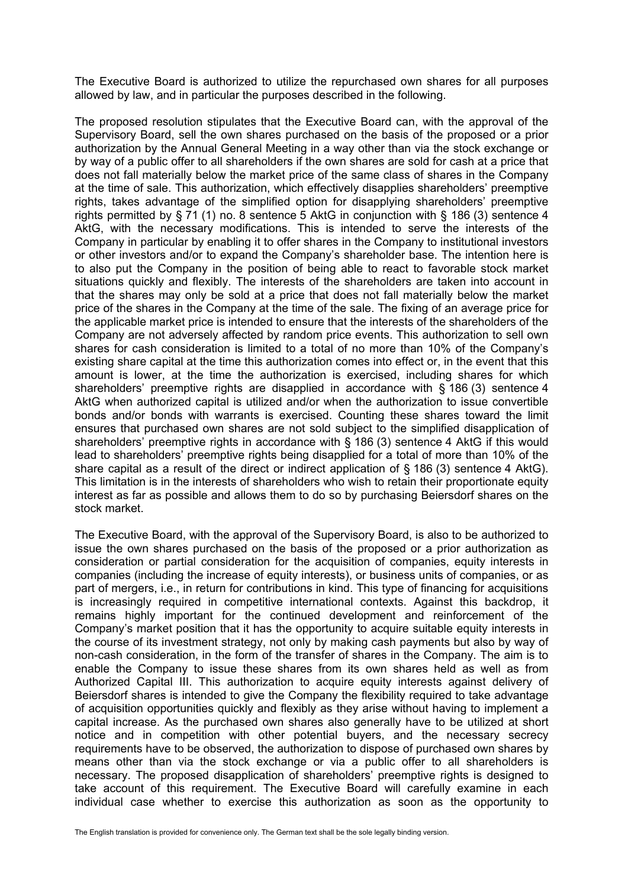The Executive Board is authorized to utilize the repurchased own shares for all purposes allowed by law, and in particular the purposes described in the following.

The proposed resolution stipulates that the Executive Board can, with the approval of the Supervisory Board, sell the own shares purchased on the basis of the proposed or a prior authorization by the Annual General Meeting in a way other than via the stock exchange or by way of a public offer to all shareholders if the own shares are sold for cash at a price that does not fall materially below the market price of the same class of shares in the Company at the time of sale. This authorization, which effectively disapplies shareholders' preemptive rights, takes advantage of the simplified option for disapplying shareholders' preemptive rights permitted by § 71 (1) no. 8 sentence 5 AktG in conjunction with § 186 (3) sentence 4 AktG, with the necessary modifications. This is intended to serve the interests of the Company in particular by enabling it to offer shares in the Company to institutional investors or other investors and/or to expand the Company's shareholder base. The intention here is to also put the Company in the position of being able to react to favorable stock market situations quickly and flexibly. The interests of the shareholders are taken into account in that the shares may only be sold at a price that does not fall materially below the market price of the shares in the Company at the time of the sale. The fixing of an average price for the applicable market price is intended to ensure that the interests of the shareholders of the Company are not adversely affected by random price events. This authorization to sell own shares for cash consideration is limited to a total of no more than 10% of the Company's existing share capital at the time this authorization comes into effect or, in the event that this amount is lower, at the time the authorization is exercised, including shares for which shareholders' preemptive rights are disapplied in accordance with § 186 (3) sentence 4 AktG when authorized capital is utilized and/or when the authorization to issue convertible bonds and/or bonds with warrants is exercised. Counting these shares toward the limit ensures that purchased own shares are not sold subject to the simplified disapplication of shareholders' preemptive rights in accordance with § 186 (3) sentence 4 AktG if this would lead to shareholders' preemptive rights being disapplied for a total of more than 10% of the share capital as a result of the direct or indirect application of § 186 (3) sentence 4 AktG). This limitation is in the interests of shareholders who wish to retain their proportionate equity interest as far as possible and allows them to do so by purchasing Beiersdorf shares on the stock market.

The Executive Board, with the approval of the Supervisory Board, is also to be authorized to issue the own shares purchased on the basis of the proposed or a prior authorization as consideration or partial consideration for the acquisition of companies, equity interests in companies (including the increase of equity interests), or business units of companies, or as part of mergers, i.e., in return for contributions in kind. This type of financing for acquisitions is increasingly required in competitive international contexts. Against this backdrop, it remains highly important for the continued development and reinforcement of the Company's market position that it has the opportunity to acquire suitable equity interests in the course of its investment strategy, not only by making cash payments but also by way of non-cash consideration, in the form of the transfer of shares in the Company. The aim is to enable the Company to issue these shares from its own shares held as well as from Authorized Capital III. This authorization to acquire equity interests against delivery of Beiersdorf shares is intended to give the Company the flexibility required to take advantage of acquisition opportunities quickly and flexibly as they arise without having to implement a capital increase. As the purchased own shares also generally have to be utilized at short notice and in competition with other potential buyers, and the necessary secrecy requirements have to be observed, the authorization to dispose of purchased own shares by means other than via the stock exchange or via a public offer to all shareholders is necessary. The proposed disapplication of shareholders' preemptive rights is designed to take account of this requirement. The Executive Board will carefully examine in each individual case whether to exercise this authorization as soon as the opportunity to

The English translation is provided for convenience only. The German text shall be the sole legally binding version.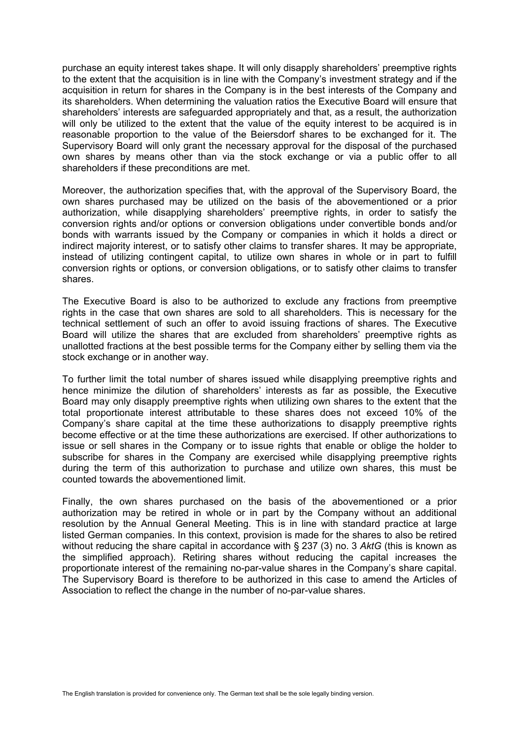purchase an equity interest takes shape. It will only disapply shareholders' preemptive rights to the extent that the acquisition is in line with the Company's investment strategy and if the acquisition in return for shares in the Company is in the best interests of the Company and its shareholders. When determining the valuation ratios the Executive Board will ensure that shareholders' interests are safeguarded appropriately and that, as a result, the authorization will only be utilized to the extent that the value of the equity interest to be acquired is in reasonable proportion to the value of the Beiersdorf shares to be exchanged for it. The Supervisory Board will only grant the necessary approval for the disposal of the purchased own shares by means other than via the stock exchange or via a public offer to all shareholders if these preconditions are met.

Moreover, the authorization specifies that, with the approval of the Supervisory Board, the own shares purchased may be utilized on the basis of the abovementioned or a prior authorization, while disapplying shareholders' preemptive rights, in order to satisfy the conversion rights and/or options or conversion obligations under convertible bonds and/or bonds with warrants issued by the Company or companies in which it holds a direct or indirect majority interest, or to satisfy other claims to transfer shares. It may be appropriate, instead of utilizing contingent capital, to utilize own shares in whole or in part to fulfill conversion rights or options, or conversion obligations, or to satisfy other claims to transfer shares.

The Executive Board is also to be authorized to exclude any fractions from preemptive rights in the case that own shares are sold to all shareholders. This is necessary for the technical settlement of such an offer to avoid issuing fractions of shares. The Executive Board will utilize the shares that are excluded from shareholders' preemptive rights as unallotted fractions at the best possible terms for the Company either by selling them via the stock exchange or in another way.

To further limit the total number of shares issued while disapplying preemptive rights and hence minimize the dilution of shareholders' interests as far as possible, the Executive Board may only disapply preemptive rights when utilizing own shares to the extent that the total proportionate interest attributable to these shares does not exceed 10% of the Company's share capital at the time these authorizations to disapply preemptive rights become effective or at the time these authorizations are exercised. If other authorizations to issue or sell shares in the Company or to issue rights that enable or oblige the holder to subscribe for shares in the Company are exercised while disapplying preemptive rights during the term of this authorization to purchase and utilize own shares, this must be counted towards the abovementioned limit.

Finally, the own shares purchased on the basis of the abovementioned or a prior authorization may be retired in whole or in part by the Company without an additional resolution by the Annual General Meeting. This is in line with standard practice at large listed German companies. In this context, provision is made for the shares to also be retired without reducing the share capital in accordance with § 237 (3) no. 3 *AktG* (this is known as the simplified approach). Retiring shares without reducing the capital increases the proportionate interest of the remaining no-par-value shares in the Company's share capital. The Supervisory Board is therefore to be authorized in this case to amend the Articles of Association to reflect the change in the number of no-par-value shares.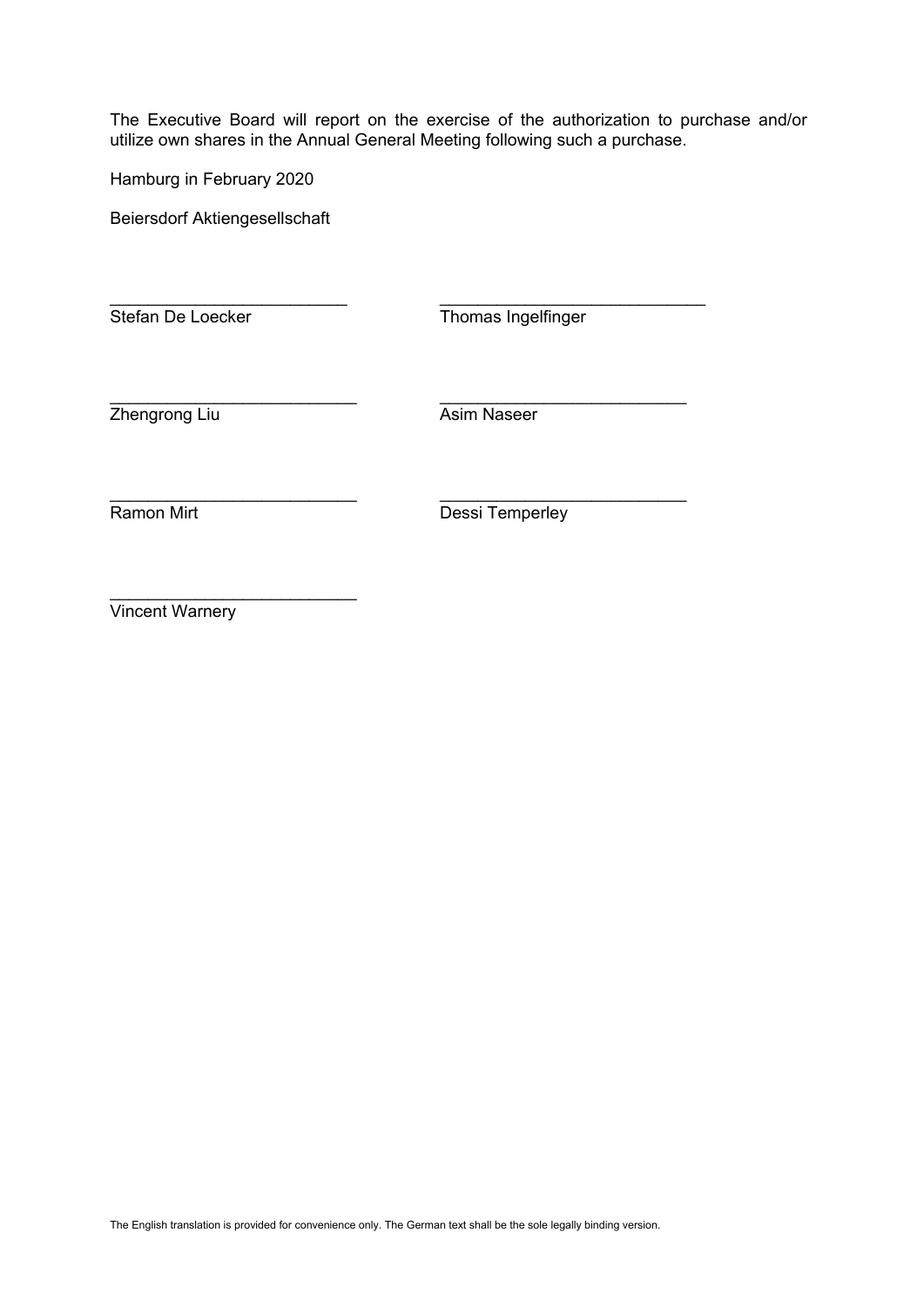The Executive Board will report on the exercise of the authorization to purchase and/or utilize own shares in the Annual General Meeting following such a purchase.

Hamburg in February 2020

Beiersdorf Aktiengesellschaft

| | |
|---|---|
| ___________________________ | ___________________________ |
| Stefan De Loecker | Thomas Ingelfinger |
| ___________________________ | ___________________________ |
| Zhengrong Liu | Asim Naseer |
| ___________________________ | ___________________________ |
| Ramon Mirt | Dessi Temperley |
| ___________________________ | |
| Vincent Warnery | |

The English translation is provided for convenience only. The German text shall be the sole legally binding version.